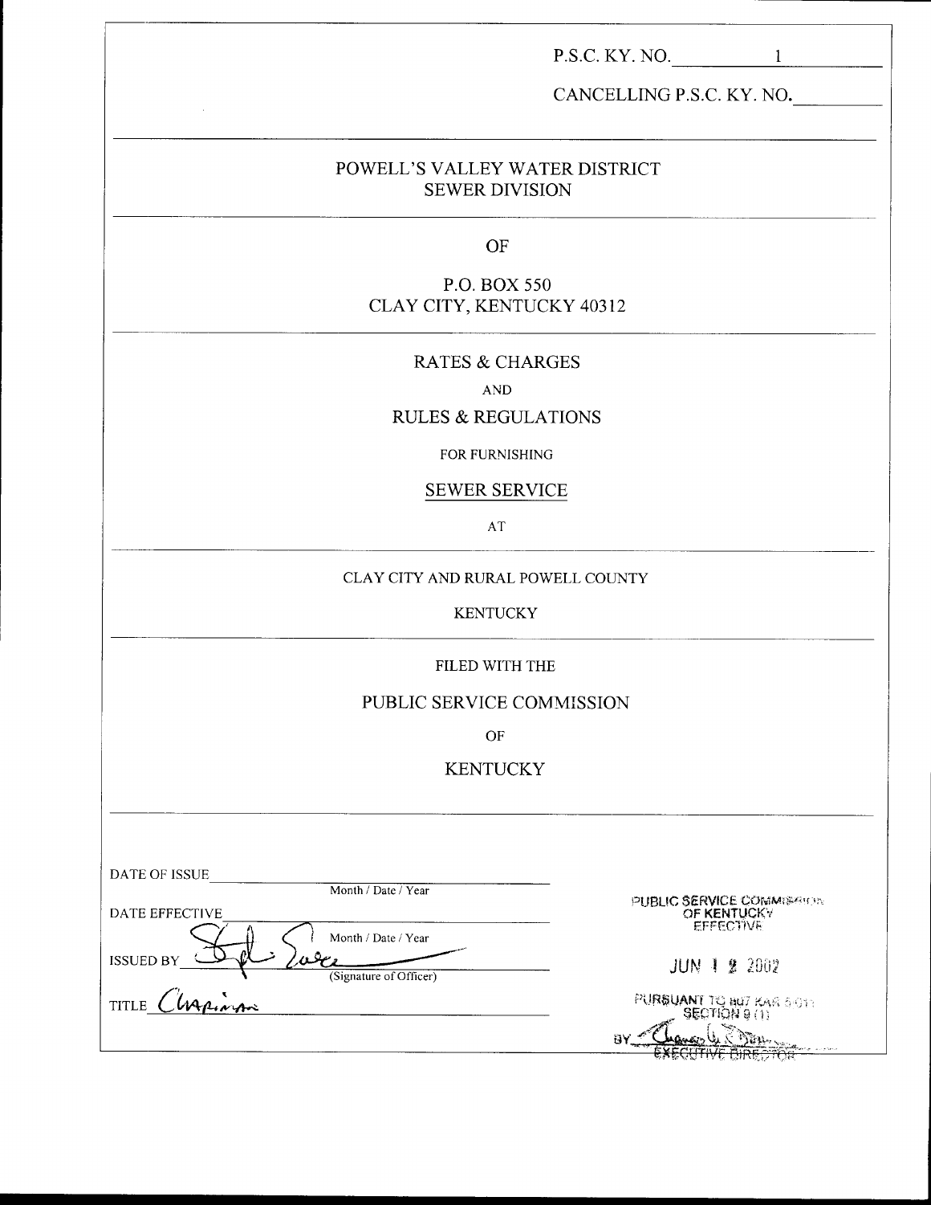P.S.C. KY. NO. 1

CANCELLING P.S.C. KY. NO.________

---

POWELL'S VALLEY WATER DISTRICT
SEWER DIVISION

---

OF

P.O. BOX 550
CLAY CITY, KENTUCKY 40312

---

RATES & CHARGES

AND

RULES & REGULATIONS

FOR FURNISHING

SEWER SERVICE

AT

---

CLAY CITY AND RURAL POWELL COUNTY

KENTUCKY

---

FILED WITH THE

PUBLIC SERVICE COMMISSION

OF

KENTUCKY

---

DATE OF ISSUE________________________
Month / Date / Year

DATE EFFECTIVE________________________
Month / Date / Year

ISSUED BY ________________________
(Signature of Officer)

TITLE Chairman

PUBLIC SERVICE COMMISSION
OF KENTUCKY
EFFECTIVE

JUN 12 2002

PURSUANT TO 807 KAR 5:011
SECTION 9 (1)

BY ________________________
EXECUTIVE DIRECTOR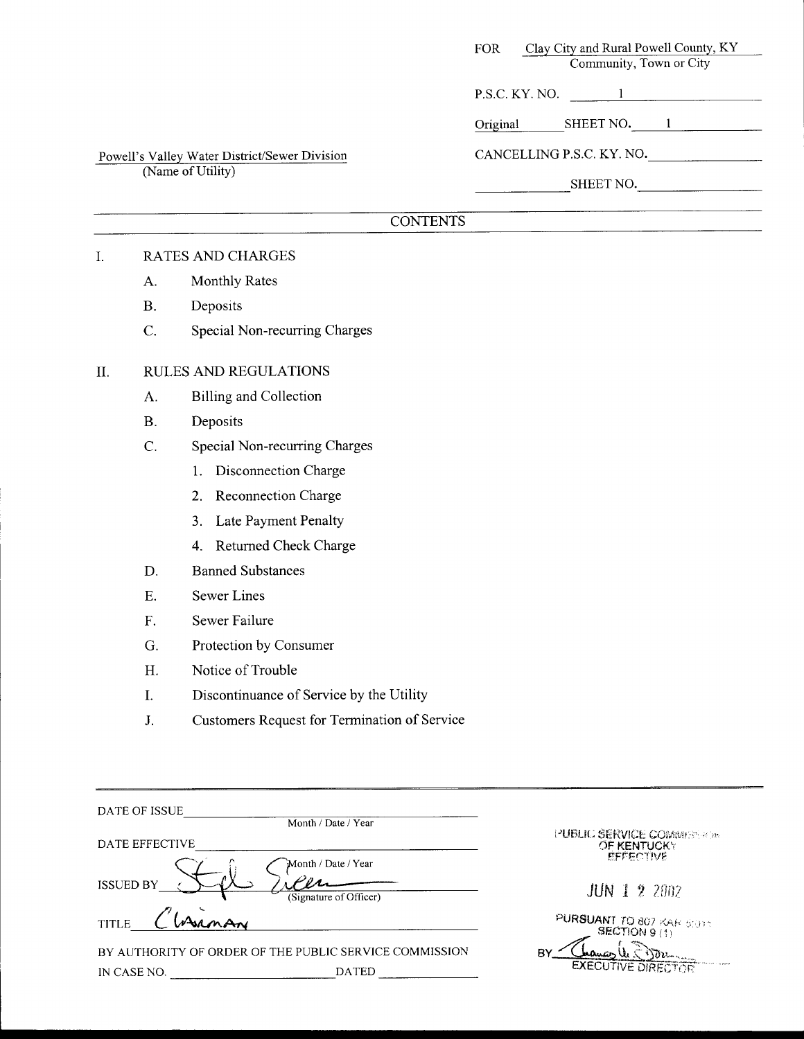FOR Clay City and Rural Powell County, KY
Community, Town or City

P.S.C. KY. NO. 1

Original SHEET NO. 1

Powell's Valley Water District/Sewer Division
(Name of Utility)

CANCELLING P.S.C. KY. NO. ____________

____________ SHEET NO. ____________

## CONTENTS

I. RATES AND CHARGES

- A. Monthly Rates
- B. Deposits
- C. Special Non-recurring Charges

II. RULES AND REGULATIONS

- A. Billing and Collection
- B. Deposits
- C. Special Non-recurring Charges
  1. Disconnection Charge
  2. Reconnection Charge
  3. Late Payment Penalty
  4. Returned Check Charge
- D. Banned Substances
- E. Sewer Lines
- F. Sewer Failure
- G. Protection by Consumer
- H. Notice of Trouble
- I. Discontinuance of Service by the Utility
- J. Customers Request for Termination of Service

DATE OF ISSUE ____________ Month / Date / Year

DATE EFFECTIVE ____________ Month / Date / Year

ISSUED BY Steve Green (Signature of Officer)

TITLE Chairman

BY AUTHORITY OF ORDER OF THE PUBLIC SERVICE COMMISSION IN CASE NO. ____________ DATED ____________

PUBLIC SERVICE COMMISSION OF KENTUCKY EFFECTIVE

JUN 12 2002

PURSUANT TO 807 KAR 5:011 SECTION 9 (1)

BY Thomas W. Dorman EXECUTIVE DIRECTOR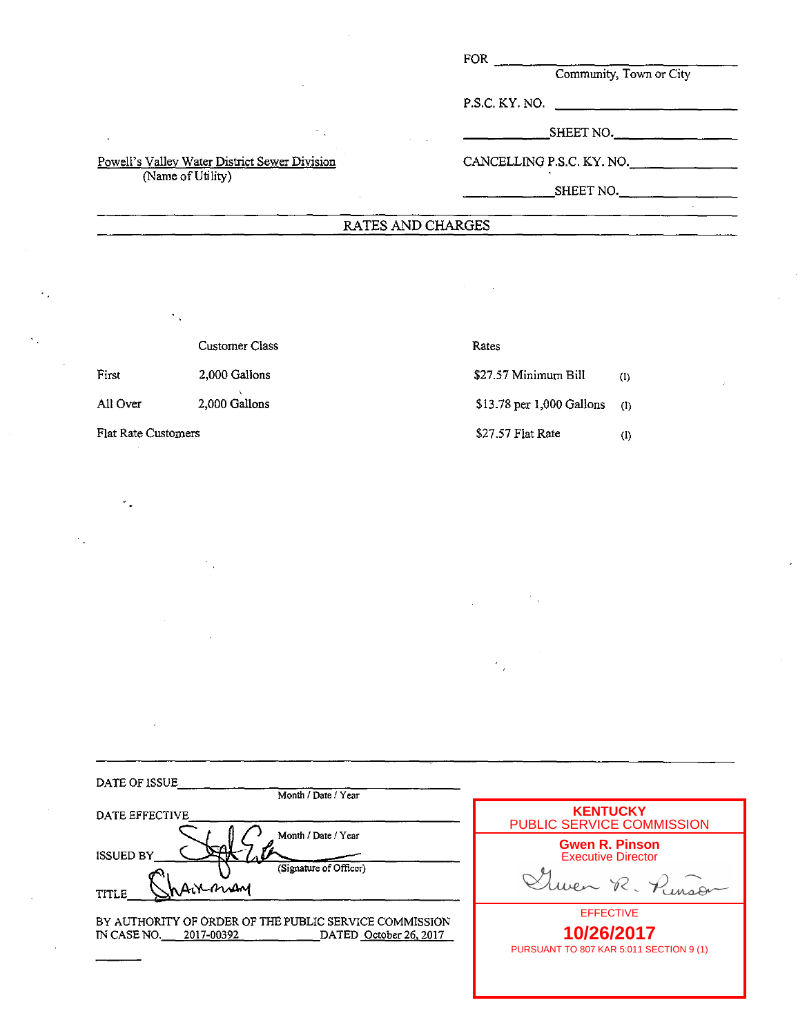FOR ______________________
Community, Town or City

P.S.C. KY. NO. ______________________

__________ SHEET NO. ______________

Powell's Valley Water District Sewer Division
(Name of Utility)

CANCELLING P.S.C. KY. NO. ______________

__________ SHEET NO. ______________

## RATES AND CHARGES

| | Customer Class | Rates | |
|---|---|---|---|
| First | 2,000 Gallons | $27.57 Minimum Bill | (I) |
| All Over | 2,000 Gallons | $13.78 per 1,000 Gallons | (I) |
| Flat Rate Customers | | $27.57 Flat Rate | (I) |

DATE OF ISSUE ______________________
Month / Date / Year

DATE EFFECTIVE ______________________
Month / Date / Year

ISSUED BY ______________________
(Signature of Officer)

TITLE Chairman

BY AUTHORITY OF ORDER OF THE PUBLIC SERVICE COMMISSION
IN CASE NO. 2017-00392 DATED October 26, 2017

KENTUCKY
PUBLIC SERVICE COMMISSION

Gwen R. Pinson
Executive Director

EFFECTIVE

10/26/2017

PURSUANT TO 807 KAR 5:011 SECTION 9 (1)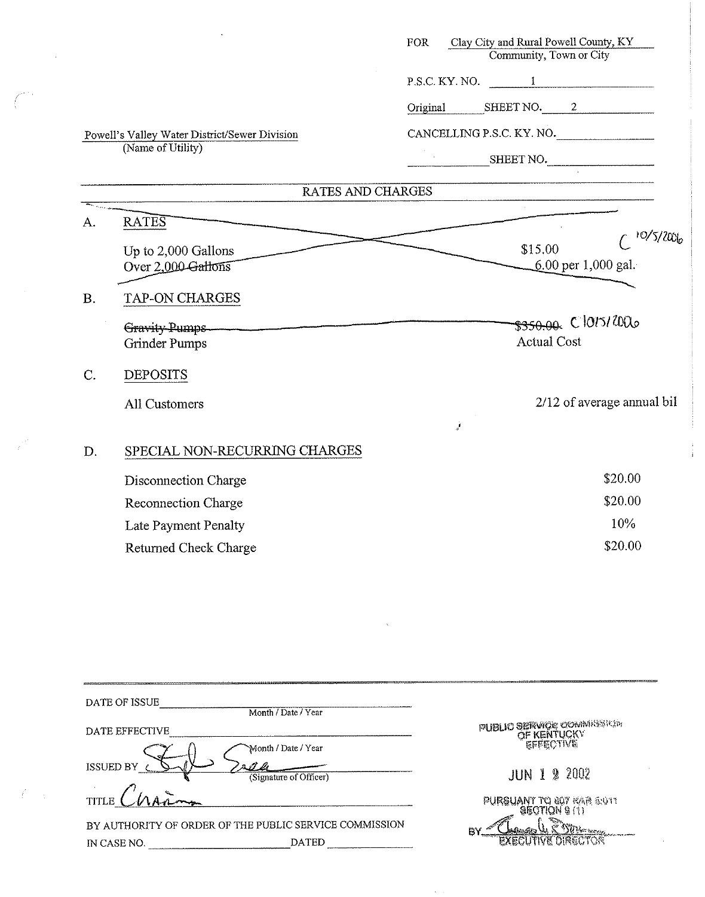FOR Clay City and Rural Powell County, KY
Community, Town or City

P.S.C. KY. NO. 1

Original SHEET NO. 2

CANCELLING P.S.C. KY. NO. ____________

____________ SHEET NO. ____________

Powell's Valley Water District/Sewer Division
(Name of Utility)

## RATES AND CHARGES

A. ~~RATES~~

| | |
|---|---|
| ~~Up to 2,000 Gallons~~ | ~~$15.00~~ |
| ~~Over 2,000 Gallons~~ | ~~6.00 per 1,000 gal.~~ |

C 10/5/2006

B. TAP-ON CHARGES

| | |
|---|---|
| ~~Gravity Pumps~~ | ~~$350.00~~ C 10/5/2006 |
| Grinder Pumps | Actual Cost |

C. DEPOSITS

| | |
|---|---|
| All Customers | 2/12 of average annual bil |

D. SPECIAL NON-RECURRING CHARGES

| | |
|---|---|
| Disconnection Charge | $20.00 |
| Reconnection Charge | $20.00 |
| Late Payment Penalty | 10% |
| Returned Check Charge | $20.00 |

DATE OF ISSUE ____________ Month / Date / Year

DATE EFFECTIVE ____________ Month / Date / Year

ISSUED BY [signature] (Signature of Officer)

TITLE Chairman

BY AUTHORITY OF ORDER OF THE PUBLIC SERVICE COMMISSION
IN CASE NO. ____________ DATED ____________

PUBLIC SERVICE COMMISSION
OF KENTUCKY
EFFECTIVE

JUN 1 2 2002

PURSUANT TO 807 KAR 5:011
SECTION 9 (1)

BY [signature]
EXECUTIVE DIRECTOR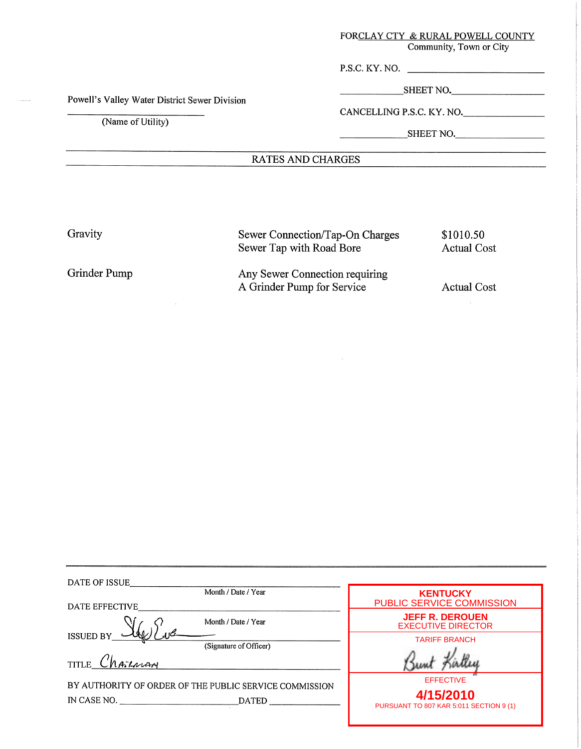FOR CLAY CTY & RURAL POWELL COUNTY
Community, Town or City

P.S.C. KY. NO. ____________________

____________ SHEET NO. ____________

CANCELLING P.S.C. KY. NO. ____________

____________ SHEET NO. ____________

Powell's Valley Water District Sewer Division

(Name of Utility)

## RATES AND CHARGES

| | | |
|---|---|---|
| Gravity | Sewer Connection/Tap-On Charges | $1010.50 |
| | Sewer Tap with Road Bore | Actual Cost |
| Grinder Pump | Any Sewer Connection requiring A Grinder Pump for Service | Actual Cost |

DATE OF ISSUE ____________________
Month / Date / Year

DATE EFFECTIVE ____________________
Month / Date / Year

ISSUED BY ____________________
(Signature of Officer)

TITLE Chairman

BY AUTHORITY OF ORDER OF THE PUBLIC SERVICE COMMISSION
IN CASE NO. ____________________ DATED ____________

KENTUCKY
PUBLIC SERVICE COMMISSION
JEFF R. DEROUEN
EXECUTIVE DIRECTOR
TARIFF BRANCH
Bunt Kirtley
EFFECTIVE
**4/15/2010**
PURSUANT TO 807 KAR 5:011 SECTION 9 (1)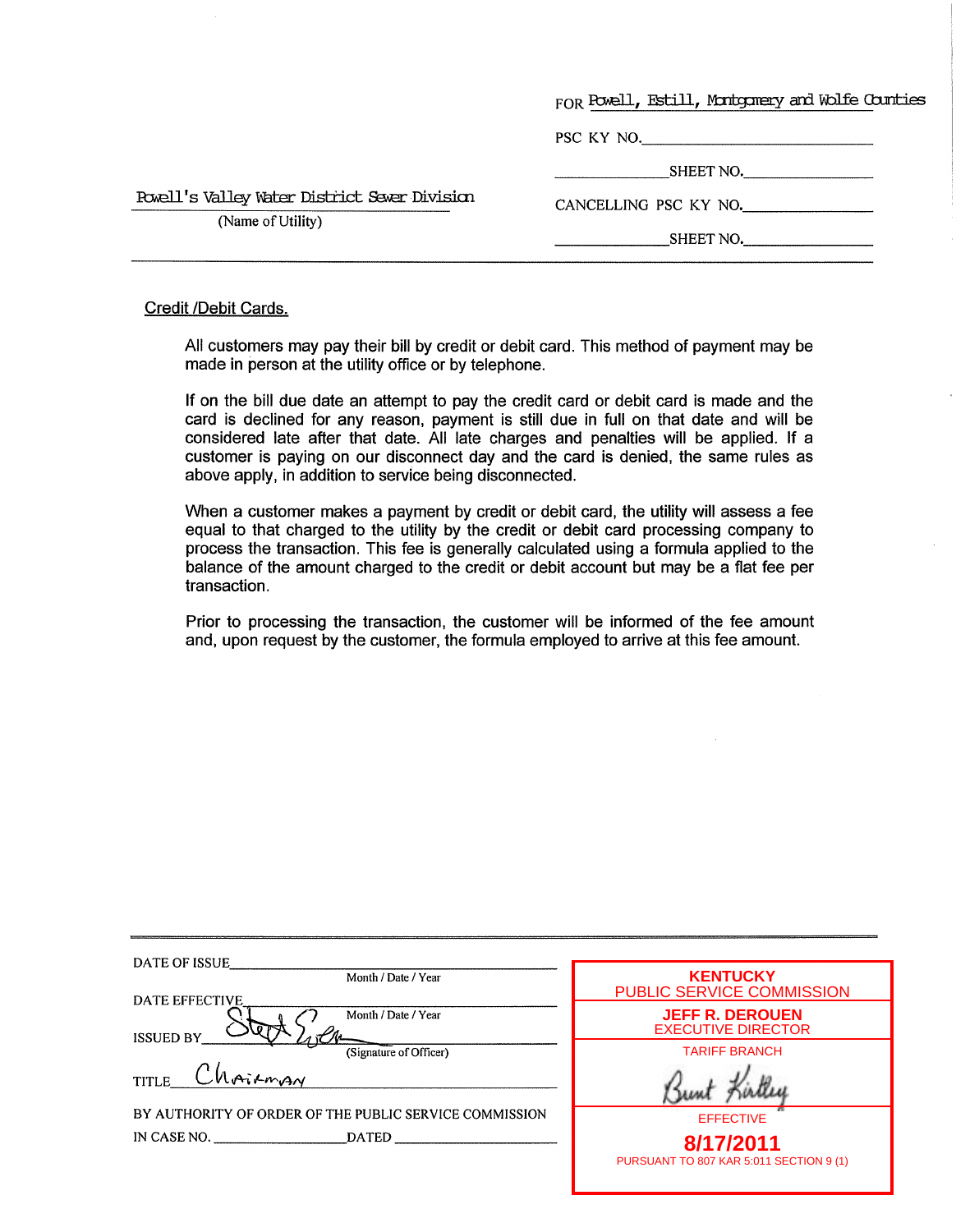FOR Powell, Estill, Montgomery and Wolfe Counties

PSC KY NO.\_\_\_\_\_\_\_\_\_\_\_\_\_\_\_\_\_\_\_\_\_\_\_\_\_\_

\_\_\_\_\_\_\_\_\_\_\_\_\_\_SHEET NO.\_\_\_\_\_\_\_\_\_\_\_\_\_\_\_\_

Powell's Valley Water District Sewer Division
(Name of Utility)

CANCELLING PSC KY NO.\_\_\_\_\_\_\_\_\_\_\_\_\_\_\_\_

\_\_\_\_\_\_\_\_\_\_\_\_\_\_SHEET NO.\_\_\_\_\_\_\_\_\_\_\_\_\_\_\_\_

---

## Credit /Debit Cards.

All customers may pay their bill by credit or debit card. This method of payment may be made in person at the utility office or by telephone.

If on the bill due date an attempt to pay the credit card or debit card is made and the card is declined for any reason, payment is still due in full on that date and will be considered late after that date. All late charges and penalties will be applied. If a customer is paying on our disconnect day and the card is denied, the same rules as above apply, in addition to service being disconnected.

When a customer makes a payment by credit or debit card, the utility will assess a fee equal to that charged to the utility by the credit or debit card processing company to process the transaction. This fee is generally calculated using a formula applied to the balance of the amount charged to the credit or debit account but may be a flat fee per transaction.

Prior to processing the transaction, the customer will be informed of the fee amount and, upon request by the customer, the formula employed to arrive at this fee amount.

---

DATE OF ISSUE\_\_\_\_\_\_\_\_\_\_\_\_\_\_\_\_\_\_\_\_\_\_\_\_
Month / Date / Year

DATE EFFECTIVE\_\_\_\_\_\_\_\_\_\_\_\_\_\_\_\_\_\_\_\_\_\_
Month / Date / Year

ISSUED BY [signature]
(Signature of Officer)

TITLE Chairman

BY AUTHORITY OF ORDER OF THE PUBLIC SERVICE COMMISSION
IN CASE NO. \_\_\_\_\_\_\_\_\_\_\_\_\_\_ DATED \_\_\_\_\_\_\_\_\_\_\_\_\_\_\_\_

**KENTUCKY**
PUBLIC SERVICE COMMISSION
**JEFF R. DEROUEN**
EXECUTIVE DIRECTOR
TARIFF BRANCH
[signature: Bunt Kirtley]
EFFECTIVE
**8/17/2011**
PURSUANT TO 807 KAR 5:011 SECTION 9 (1)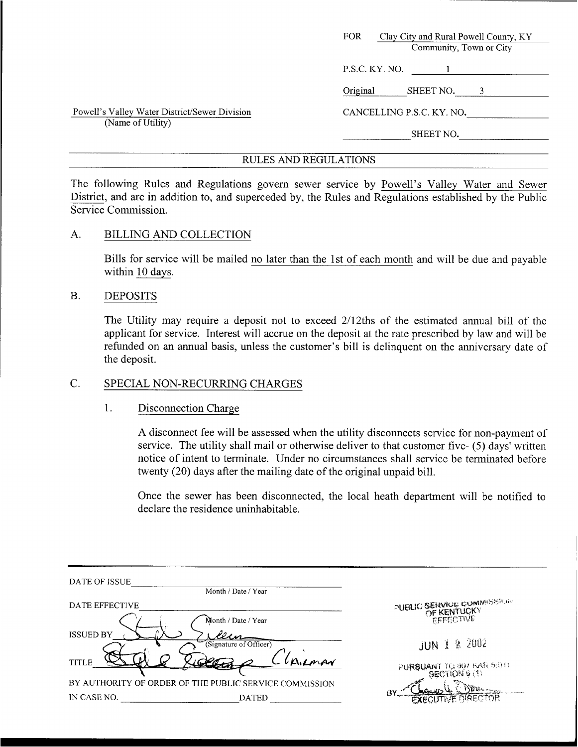FOR Clay City and Rural Powell County, KY
Community, Town or City

P.S.C. KY. NO. 1

Original SHEET NO. 3

Powell's Valley Water District/Sewer Division
(Name of Utility)

CANCELLING P.S.C. KY. NO. ______

______ SHEET NO. ______

## RULES AND REGULATIONS

The following Rules and Regulations govern sewer service by Powell's Valley Water and Sewer District, and are in addition to, and superceded by, the Rules and Regulations established by the Public Service Commission.

### A. BILLING AND COLLECTION

Bills for service will be mailed no later than the 1st of each month and will be due and payable within 10 days.

### B. DEPOSITS

The Utility may require a deposit not to exceed 2/12ths of the estimated annual bill of the applicant for service. Interest will accrue on the deposit at the rate prescribed by law and will be refunded on an annual basis, unless the customer's bill is delinquent on the anniversary date of the deposit.

### C. SPECIAL NON-RECURRING CHARGES

#### 1. Disconnection Charge

A disconnect fee will be assessed when the utility disconnects service for non-payment of service. The utility shall mail or otherwise deliver to that customer five- (5) days' written notice of intent to terminate. Under no circumstances shall service be terminated before twenty (20) days after the mailing date of the original unpaid bill.

Once the sewer has been disconnected, the local heath department will be notified to declare the residence uninhabitable.

---

DATE OF ISSUE ______ Month / Date / Year

DATE EFFECTIVE ______ Month / Date / Year

ISSUED BY ______ (Signature of Officer)

TITLE Chairman

BY AUTHORITY OF ORDER OF THE PUBLIC SERVICE COMMISSION
IN CASE NO. ______ DATED ______

PUBLIC SERVICE COMMISSION
OF KENTUCKY
EFFECTIVE

JUN 12 2002

PURSUANT TO 807 KAR 5:011
SECTION 9 (1)

BY ______
EXECUTIVE DIRECTOR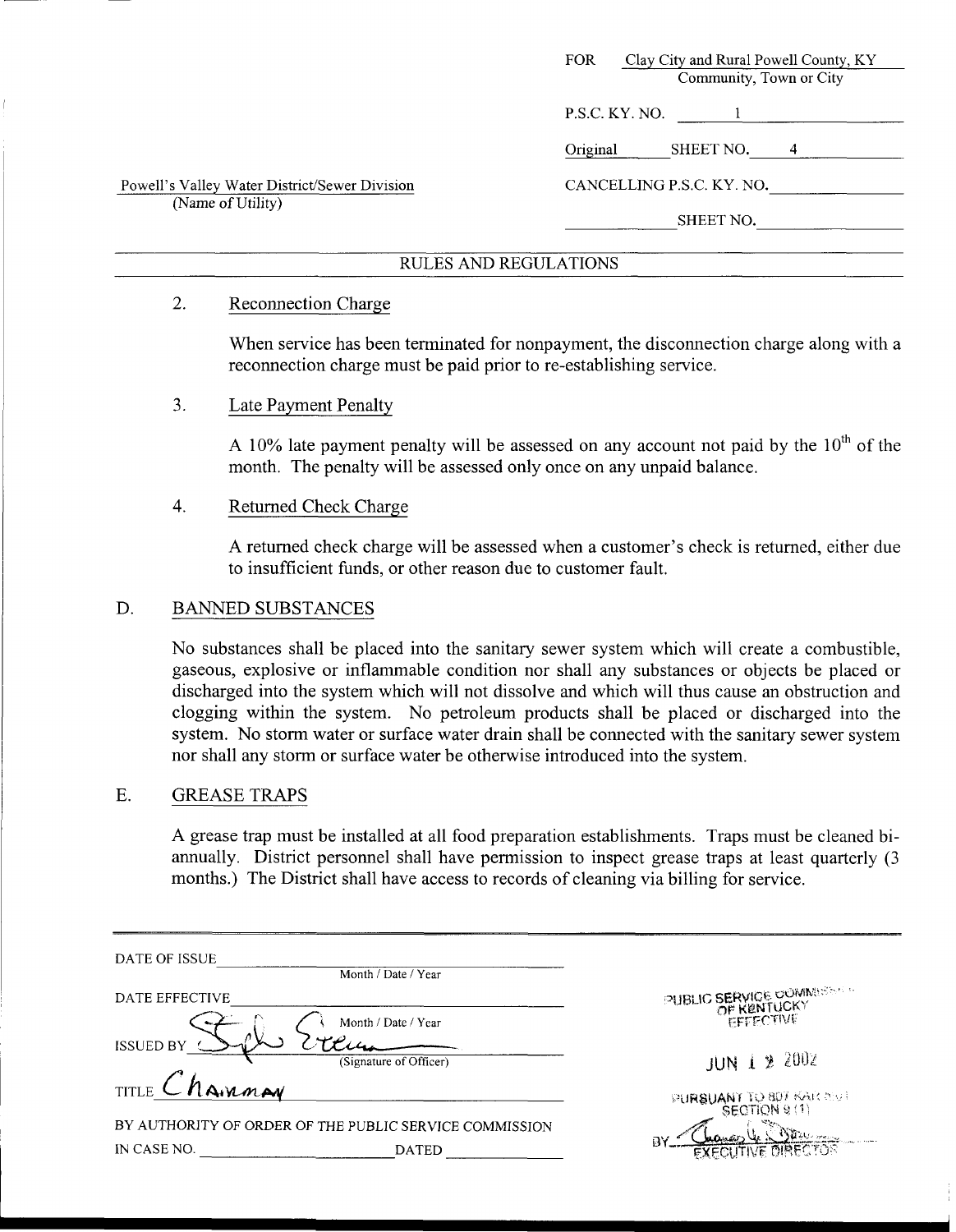FOR Clay City and Rural Powell County, KY
Community, Town or City

P.S.C. KY. NO. 1

Original SHEET NO. 4

Powell's Valley Water District/Sewer Division
(Name of Utility)

CANCELLING P.S.C. KY. NO. ______

______ SHEET NO. ______

## RULES AND REGULATIONS

2. Reconnection Charge

   When service has been terminated for nonpayment, the disconnection charge along with a reconnection charge must be paid prior to re-establishing service.

3. Late Payment Penalty

   A 10% late payment penalty will be assessed on any account not paid by the 10th of the month. The penalty will be assessed only once on any unpaid balance.

4. Returned Check Charge

   A returned check charge will be assessed when a customer's check is returned, either due to insufficient funds, or other reason due to customer fault.

## D. BANNED SUBSTANCES

No substances shall be placed into the sanitary sewer system which will create a combustible, gaseous, explosive or inflammable condition nor shall any substances or objects be placed or discharged into the system which will not dissolve and which will thus cause an obstruction and clogging within the system. No petroleum products shall be placed or discharged into the system. No storm water or surface water drain shall be connected with the sanitary sewer system nor shall any storm or surface water be otherwise introduced into the system.

## E. GREASE TRAPS

A grease trap must be installed at all food preparation establishments. Traps must be cleaned bi-annually. District personnel shall have permission to inspect grease traps at least quarterly (3 months.) The District shall have access to records of cleaning via billing for service.

DATE OF ISSUE ______ Month / Date / Year

DATE EFFECTIVE ______ Month / Date / Year

ISSUED BY ______ (Signature of Officer)

TITLE Chairman

BY AUTHORITY OF ORDER OF THE PUBLIC SERVICE COMMISSION
IN CASE NO. ______ DATED ______

PUBLIC SERVICE COMMISSION OF KENTUCKY EFFECTIVE

JUN 1 2 2002

PURSUANT TO 807 KAR 5:011 SECTION 9 (1)

BY ______ EXECUTIVE DIRECTOR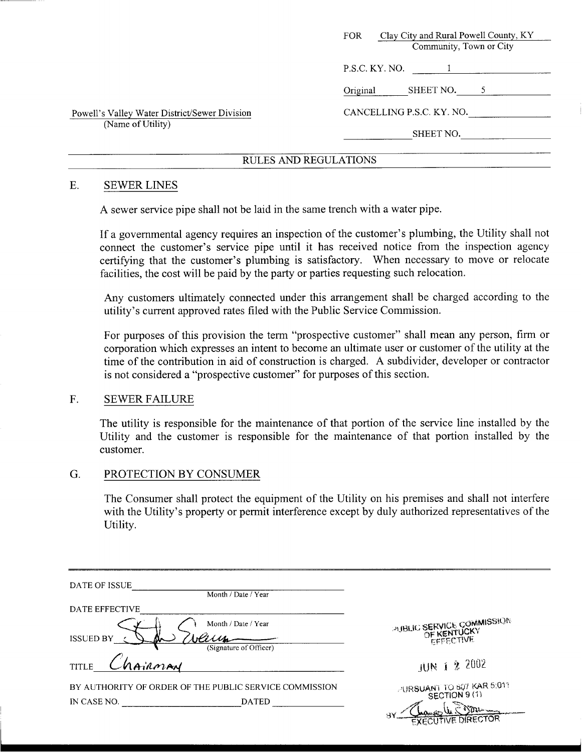| | FOR | Clay City and Rural Powell County, KY |
|---|---|---|
| | | Community, Town or City |
| | P.S.C. KY. NO. | 1 |
| | Original | SHEET NO. 5 |
| Powell's Valley Water District/Sewer Division (Name of Utility) | CANCELLING P.S.C. KY. NO. | |
| | | SHEET NO. |

## RULES AND REGULATIONS

### E. SEWER LINES

A sewer service pipe shall not be laid in the same trench with a water pipe.

If a governmental agency requires an inspection of the customer's plumbing, the Utility shall not connect the customer's service pipe until it has received notice from the inspection agency certifying that the customer's plumbing is satisfactory. When necessary to move or relocate facilities, the cost will be paid by the party or parties requesting such relocation.

Any customers ultimately connected under this arrangement shall be charged according to the utility's current approved rates filed with the Public Service Commission.

For purposes of this provision the term "prospective customer" shall mean any person, firm or corporation which expresses an intent to become an ultimate user or customer of the utility at the time of the contribution in aid of construction is charged. A subdivider, developer or contractor is not considered a "prospective customer" for purposes of this section.

### F. SEWER FAILURE

The utility is responsible for the maintenance of that portion of the service line installed by the Utility and the customer is responsible for the maintenance of that portion installed by the customer.

### G. PROTECTION BY CONSUMER

The Consumer shall protect the equipment of the Utility on his premises and shall not interfere with the Utility's property or permit interference except by duly authorized representatives of the Utility.

DATE OF ISSUE ______ Month / Date / Year

DATE EFFECTIVE ______ Month / Date / Year

ISSUED BY (Signature of Officer)

TITLE Chairman

BY AUTHORITY OF ORDER OF THE PUBLIC SERVICE COMMISSION IN CASE NO. ______ DATED ______

PUBLIC SERVICE COMMISSION OF KENTUCKY EFFECTIVE

JUN 12 2002

PURSUANT TO 807 KAR 5:011 SECTION 9 (1)

BY EXECUTIVE DIRECTOR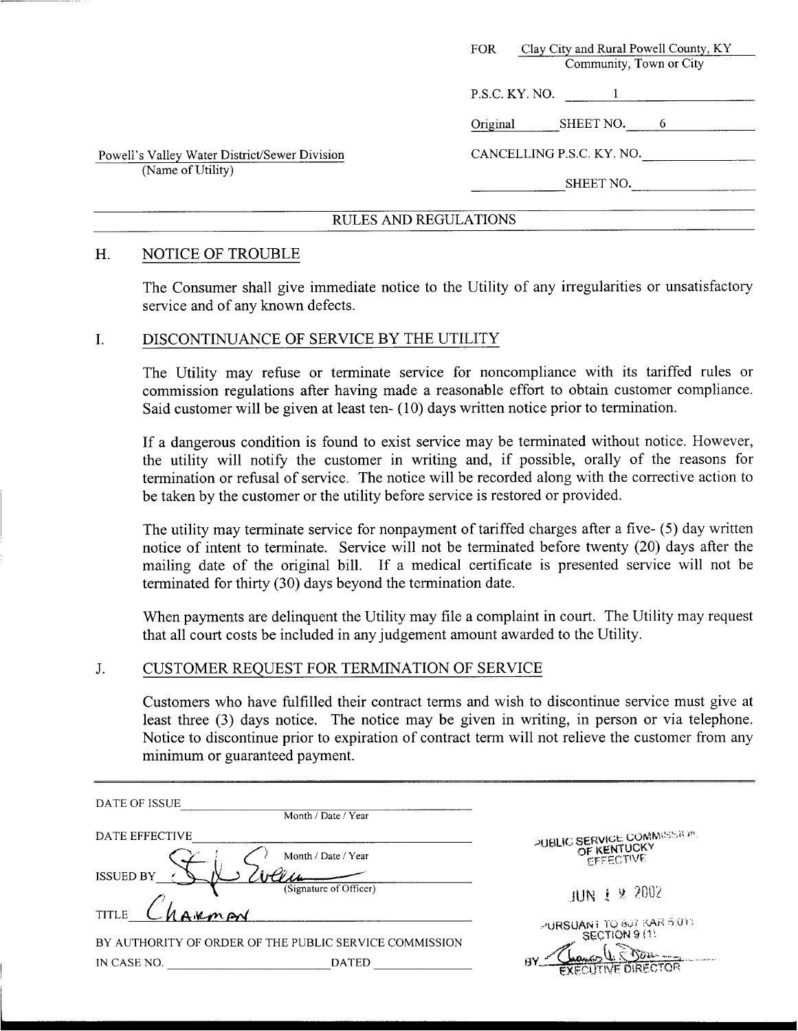FOR Clay City and Rural Powell County, KY
Community, Town or City

P.S.C. KY. NO. 1

Original SHEET NO. 6

Powell's Valley Water District/Sewer Division
(Name of Utility)

CANCELLING P.S.C. KY. NO. ______

______ SHEET NO. ______

## RULES AND REGULATIONS

### H. NOTICE OF TROUBLE

The Consumer shall give immediate notice to the Utility of any irregularities or unsatisfactory service and of any known defects.

### I. DISCONTINUANCE OF SERVICE BY THE UTILITY

The Utility may refuse or terminate service for noncompliance with its tariffed rules or commission regulations after having made a reasonable effort to obtain customer compliance. Said customer will be given at least ten- (10) days written notice prior to termination.

If a dangerous condition is found to exist service may be terminated without notice. However, the utility will notify the customer in writing and, if possible, orally of the reasons for termination or refusal of service. The notice will be recorded along with the corrective action to be taken by the customer or the utility before service is restored or provided.

The utility may terminate service for nonpayment of tariffed charges after a five- (5) day written notice of intent to terminate. Service will not be terminated before twenty (20) days after the mailing date of the original bill. If a medical certificate is presented service will not be terminated for thirty (30) days beyond the termination date.

When payments are delinquent the Utility may file a complaint in court. The Utility may request that all court costs be included in any judgement amount awarded to the Utility.

### J. CUSTOMER REQUEST FOR TERMINATION OF SERVICE

Customers who have fulfilled their contract terms and wish to discontinue service must give at least three (3) days notice. The notice may be given in writing, in person or via telephone. Notice to discontinue prior to expiration of contract term will not relieve the customer from any minimum or guaranteed payment.

DATE OF ISSUE ______
Month / Date / Year

DATE EFFECTIVE ______
Month / Date / Year

ISSUED BY [signature]
(Signature of Officer)

TITLE Chairman

BY AUTHORITY OF ORDER OF THE PUBLIC SERVICE COMMISSION
IN CASE NO. ______ DATED ______

PUBLIC SERVICE COMMISSION
OF KENTUCKY
EFFECTIVE

JUN 1 2 2002

PURSUANT TO 807 KAR 5:011
SECTION 9 (1)

BY [signature]
EXECUTIVE DIRECTOR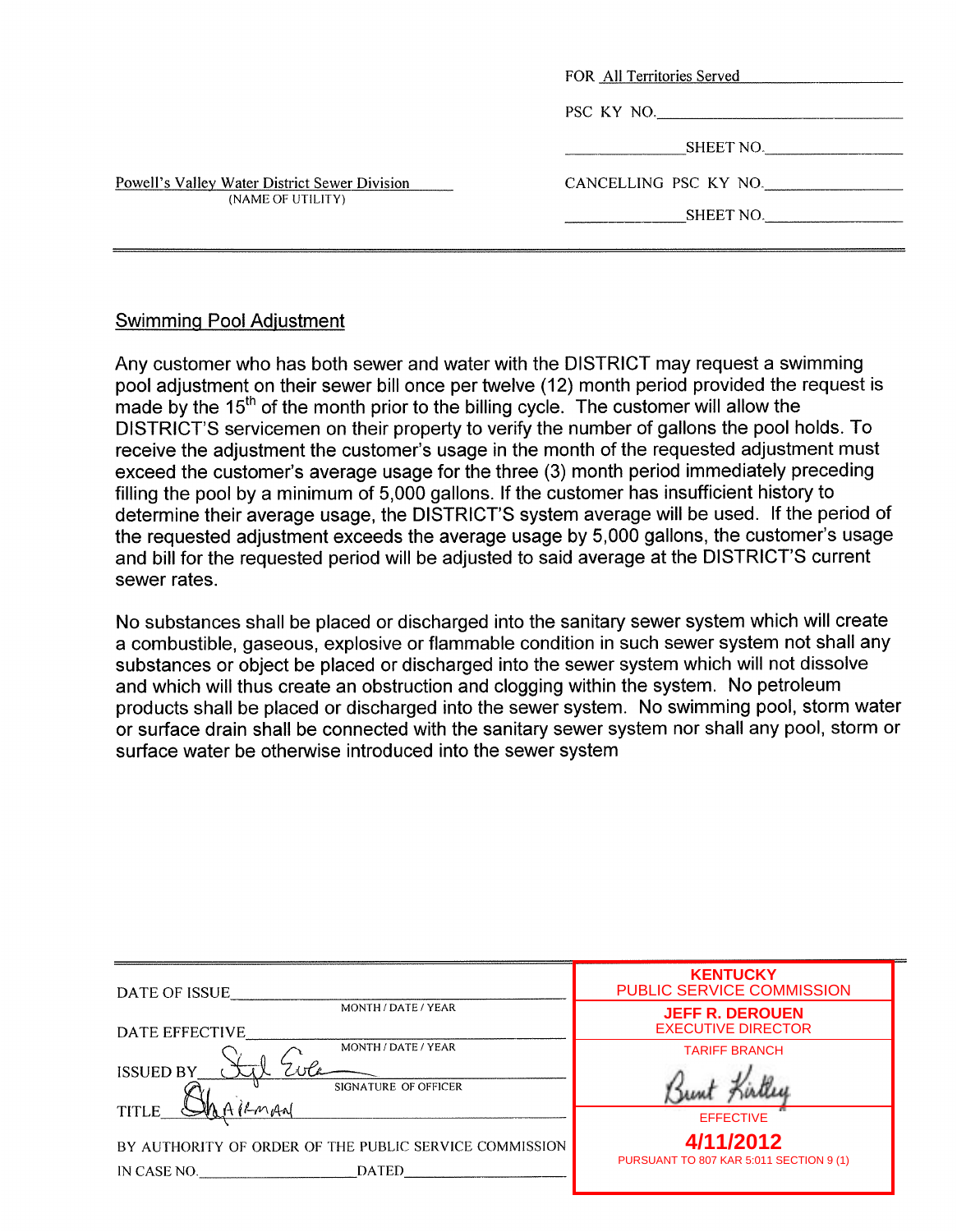FOR All Territories Served

PSC KY NO.

SHEET NO.

Powell's Valley Water District Sewer Division
(NAME OF UTILITY)

CANCELLING PSC KY NO.

SHEET NO.

---

## Swimming Pool Adjustment

Any customer who has both sewer and water with the DISTRICT may request a swimming pool adjustment on their sewer bill once per twelve (12) month period provided the request is made by the 15th of the month prior to the billing cycle. The customer will allow the DISTRICT'S servicemen on their property to verify the number of gallons the pool holds. To receive the adjustment the customer's usage in the month of the requested adjustment must exceed the customer's average usage for the three (3) month period immediately preceding filling the pool by a minimum of 5,000 gallons. If the customer has insufficient history to determine their average usage, the DISTRICT'S system average will be used. If the period of the requested adjustment exceeds the average usage by 5,000 gallons, the customer's usage and bill for the requested period will be adjusted to said average at the DISTRICT'S current sewer rates.

No substances shall be placed or discharged into the sanitary sewer system which will create a combustible, gaseous, explosive or flammable condition in such sewer system not shall any substances or object be placed or discharged into the sewer system which will not dissolve and which will thus create an obstruction and clogging within the system. No petroleum products shall be placed or discharged into the sewer system. No swimming pool, storm water or surface drain shall be connected with the sanitary sewer system nor shall any pool, storm or surface water be otherwise introduced into the sewer system

---

DATE OF ISSUE
MONTH / DATE / YEAR

DATE EFFECTIVE
MONTH / DATE / YEAR

ISSUED BY Steve Evles
SIGNATURE OF OFFICER

TITLE Chairman

BY AUTHORITY OF ORDER OF THE PUBLIC SERVICE COMMISSION

IN CASE NO. DATED

**KENTUCKY**
PUBLIC SERVICE COMMISSION

**JEFF R. DEROUEN**
EXECUTIVE DIRECTOR

TARIFF BRANCH

Bunt Kirtley

EFFECTIVE

**4/11/2012**

PURSUANT TO 807 KAR 5:011 SECTION 9 (1)